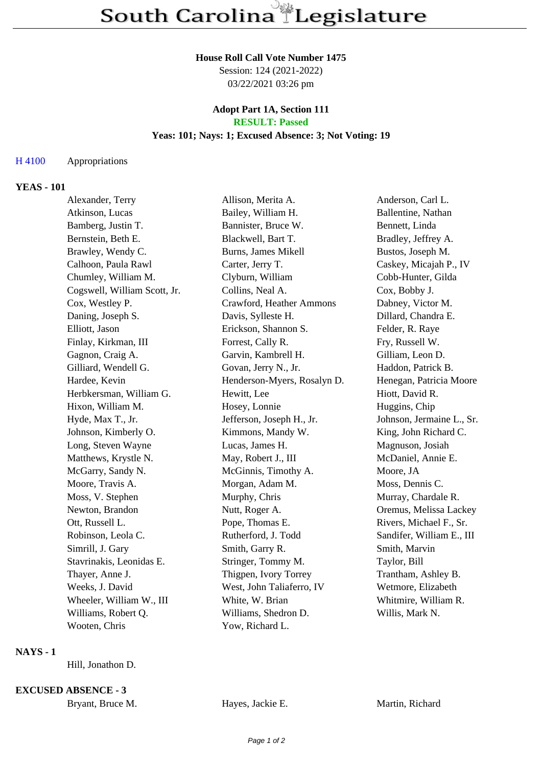# South Carolina Legislature

**House Roll Call Vote Number 1475**
Session: 124 (2021-2022)
03/22/2021 03:26 pm

**Adopt Part 1A, Section 111**
**RESULT: Passed**
**Yeas: 101; Nays: 1; Excused Absence: 3; Not Voting: 19**

H 4100 Appropriations

**YEAS - 101**

| | | |
|---|---|---|
| Alexander, Terry | Allison, Merita A. | Anderson, Carl L. |
| Atkinson, Lucas | Bailey, William H. | Ballentine, Nathan |
| Bamberg, Justin T. | Bannister, Bruce W. | Bennett, Linda |
| Bernstein, Beth E. | Blackwell, Bart T. | Bradley, Jeffrey A. |
| Brawley, Wendy C. | Burns, James Mikell | Bustos, Joseph M. |
| Calhoon, Paula Rawl | Carter, Jerry T. | Caskey, Micajah P., IV |
| Chumley, William M. | Clyburn, William | Cobb-Hunter, Gilda |
| Cogswell, William Scott, Jr. | Collins, Neal A. | Cox, Bobby J. |
| Cox, Westley P. | Crawford, Heather Ammons | Dabney, Victor M. |
| Daning, Joseph S. | Davis, Sylleste H. | Dillard, Chandra E. |
| Elliott, Jason | Erickson, Shannon S. | Felder, R. Raye |
| Finlay, Kirkman, III | Forrest, Cally R. | Fry, Russell W. |
| Gagnon, Craig A. | Garvin, Kambrell H. | Gilliam, Leon D. |
| Gilliard, Wendell G. | Govan, Jerry N., Jr. | Haddon, Patrick B. |
| Hardee, Kevin | Henderson-Myers, Rosalyn D. | Henegan, Patricia Moore |
| Herbkersman, William G. | Hewitt, Lee | Hiott, David R. |
| Hixon, William M. | Hosey, Lonnie | Huggins, Chip |
| Hyde, Max T., Jr. | Jefferson, Joseph H., Jr. | Johnson, Jermaine L., Sr. |
| Johnson, Kimberly O. | Kimmons, Mandy W. | King, John Richard C. |
| Long, Steven Wayne | Lucas, James H. | Magnuson, Josiah |
| Matthews, Krystle N. | May, Robert J., III | McDaniel, Annie E. |
| McGarry, Sandy N. | McGinnis, Timothy A. | Moore, JA |
| Moore, Travis A. | Morgan, Adam M. | Moss, Dennis C. |
| Moss, V. Stephen | Murphy, Chris | Murray, Chardale R. |
| Newton, Brandon | Nutt, Roger A. | Oremus, Melissa Lackey |
| Ott, Russell L. | Pope, Thomas E. | Rivers, Michael F., Sr. |
| Robinson, Leola C. | Rutherford, J. Todd | Sandifer, William E., III |
| Simrill, J. Gary | Smith, Garry R. | Smith, Marvin |
| Stavrinakis, Leonidas E. | Stringer, Tommy M. | Taylor, Bill |
| Thayer, Anne J. | Thigpen, Ivory Torrey | Trantham, Ashley B. |
| Weeks, J. David | West, John Taliaferro, IV | Wetmore, Elizabeth |
| Wheeler, William W., III | White, W. Brian | Whitmire, William R. |
| Williams, Robert Q. | Williams, Shedron D. | Willis, Mark N. |
| Wooten, Chris | Yow, Richard L. | |

**NAYS - 1**

Hill, Jonathon D.

**EXCUSED ABSENCE - 3**

| | | |
|---|---|---|
| Bryant, Bruce M. | Hayes, Jackie E. | Martin, Richard |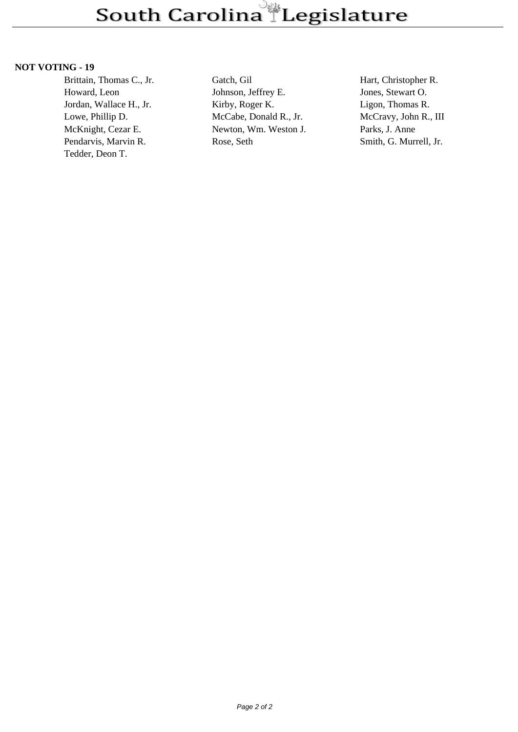**NOT VOTING - 19**

| | | |
|---|---|---|
| Brittain, Thomas C., Jr. | Gatch, Gil | Hart, Christopher R. |
| Howard, Leon | Johnson, Jeffrey E. | Jones, Stewart O. |
| Jordan, Wallace H., Jr. | Kirby, Roger K. | Ligon, Thomas R. |
| Lowe, Phillip D. | McCabe, Donald R., Jr. | McCravy, John R., III |
| McKnight, Cezar E. | Newton, Wm. Weston J. | Parks, J. Anne |
| Pendarvis, Marvin R. | Rose, Seth | Smith, G. Murrell, Jr. |
| Tedder, Deon T. | | |